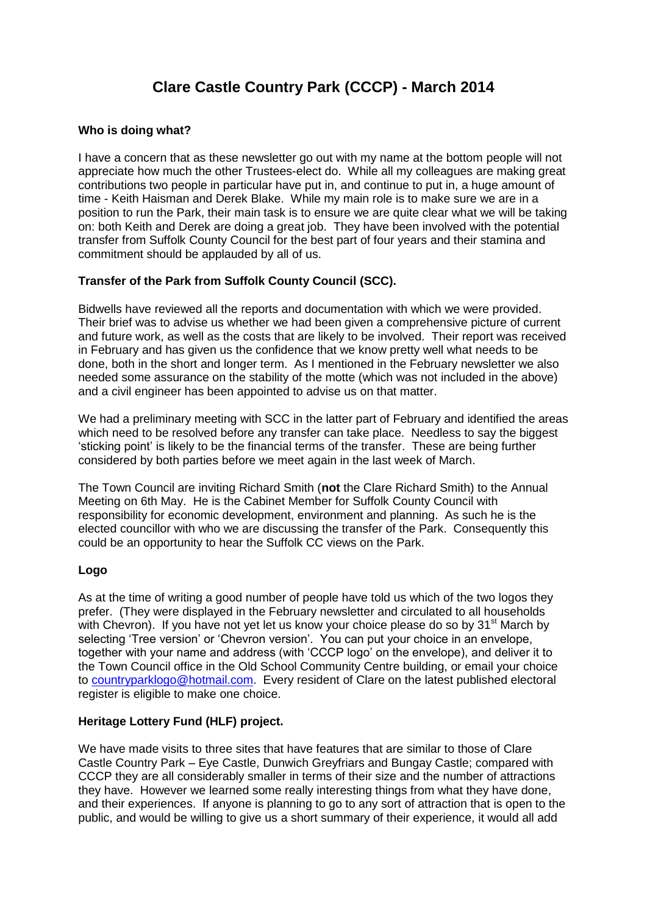# Clare Castle Country Park (CCCP) - March 2014

**Who is doing what?**

I have a concern that as these newsletter go out with my name at the bottom people will not appreciate how much the other Trustees-elect do. While all my colleagues are making great contributions two people in particular have put in, and continue to put in, a huge amount of time - Keith Haisman and Derek Blake. While my main role is to make sure we are in a position to run the Park, their main task is to ensure we are quite clear what we will be taking on: both Keith and Derek are doing a great job. They have been involved with the potential transfer from Suffolk County Council for the best part of four years and their stamina and commitment should be applauded by all of us.

**Transfer of the Park from Suffolk County Council (SCC).**

Bidwells have reviewed all the reports and documentation with which we were provided. Their brief was to advise us whether we had been given a comprehensive picture of current and future work, as well as the costs that are likely to be involved. Their report was received in February and has given us the confidence that we know pretty well what needs to be done, both in the short and longer term. As I mentioned in the February newsletter we also needed some assurance on the stability of the motte (which was not included in the above) and a civil engineer has been appointed to advise us on that matter.

We had a preliminary meeting with SCC in the latter part of February and identified the areas which need to be resolved before any transfer can take place. Needless to say the biggest 'sticking point' is likely to be the financial terms of the transfer. These are being further considered by both parties before we meet again in the last week of March.

The Town Council are inviting Richard Smith (**not** the Clare Richard Smith) to the Annual Meeting on 6th May. He is the Cabinet Member for Suffolk County Council with responsibility for economic development, environment and planning. As such he is the elected councillor with who we are discussing the transfer of the Park. Consequently this could be an opportunity to hear the Suffolk CC views on the Park.

**Logo**

As at the time of writing a good number of people have told us which of the two logos they prefer. (They were displayed in the February newsletter and circulated to all households with Chevron). If you have not yet let us know your choice please do so by 31st March by selecting 'Tree version' or 'Chevron version'. You can put your choice in an envelope, together with your name and address (with 'CCCP logo' on the envelope), and deliver it to the Town Council office in the Old School Community Centre building, or email your choice to countryparklogo@hotmail.com. Every resident of Clare on the latest published electoral register is eligible to make one choice.

**Heritage Lottery Fund (HLF) project.**

We have made visits to three sites that have features that are similar to those of Clare Castle Country Park – Eye Castle, Dunwich Greyfriars and Bungay Castle; compared with CCCP they are all considerably smaller in terms of their size and the number of attractions they have. However we learned some really interesting things from what they have done, and their experiences. If anyone is planning to go to any sort of attraction that is open to the public, and would be willing to give us a short summary of their experience, it would all add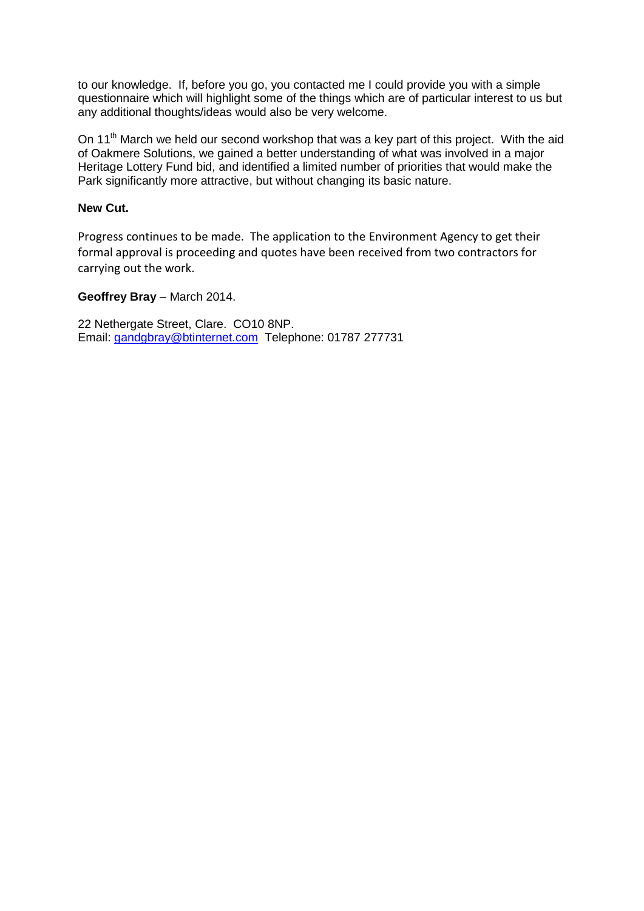to our knowledge. If, before you go, you contacted me I could provide you with a simple questionnaire which will highlight some of the things which are of particular interest to us but any additional thoughts/ideas would also be very welcome.

On 11th March we held our second workshop that was a key part of this project. With the aid of Oakmere Solutions, we gained a better understanding of what was involved in a major Heritage Lottery Fund bid, and identified a limited number of priorities that would make the Park significantly more attractive, but without changing its basic nature.

**New Cut.**

Progress continues to be made. The application to the Environment Agency to get their formal approval is proceeding and quotes have been received from two contractors for carrying out the work.

**Geoffrey Bray** – March 2014.

22 Nethergate Street, Clare. CO10 8NP.
Email: gandgbray@btinternet.com Telephone: 01787 277731